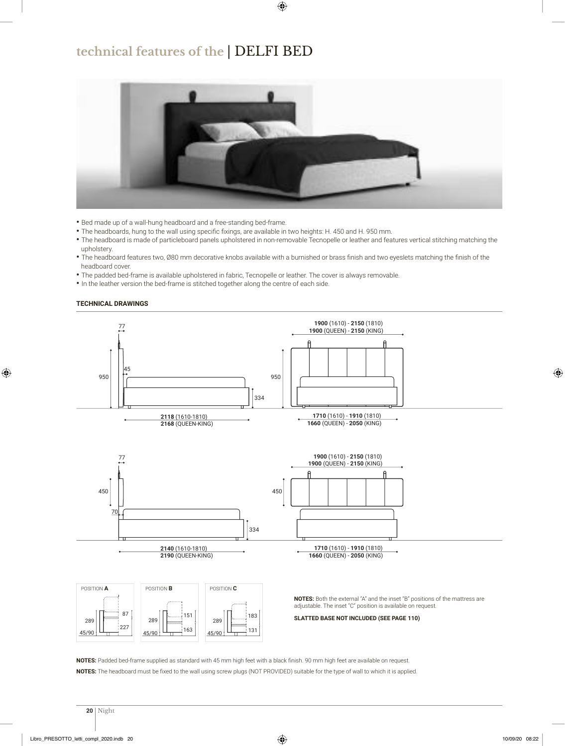# technical features of the | DELFI BED

- Bed made up of a wall-hung headboard and a free-standing bed-frame.
- The headboards, hung to the wall using specific fixings, are available in two heights: H. 450 and H. 950 mm.
- The headboard is made of particleboard panels upholstered in non-removable Tecnopelle or leather and features vertical stitching matching the upholstery.
- The headboard features two, Ø80 mm decorative knobs available with a burnished or brass finish and two eyeslets matching the finish of the headboard cover.
- The padded bed-frame is available upholstered in fabric, Tecnopelle or leather. The cover is always removable.
- In the leather version the bed-frame is stitched together along the centre of each side.

**TECHNICAL DRAWINGS**

77

950

45

334

**2118** (1610-1810)
**2168** (QUEEN-KING)

**1900** (1610) - **2150** (1810)
**1900** (QUEEN) - **2150** (KING)

950

**1710** (1610) - **1910** (1810)
**1660** (QUEEN) - **2050** (KING)

77

450

70

334

**2140** (1610-1810)
**2190** (QUEEN-KING)

**1900** (1610) - **2150** (1810)
**1900** (QUEEN) - **2150** (KING)

450

**1710** (1610) - **1910** (1810)
**1660** (QUEEN) - **2050** (KING)

POSITION **A**: 289, 87, 227, 45/90

POSITION **B**: 289, 151, 163, 45/90

POSITION **C**: 289, 183, 131, 45/90

**NOTES:** Both the external "A" and the inset "B" positions of the mattress are adjustable. The inset "C" position is available on request.

**SLATTED BASE NOT INCLUDED (SEE PAGE 110)**

**NOTES:** Padded bed-frame supplied as standard with 45 mm high feet with a black finish. 90 mm high feet are available on request.

**NOTES:** The headboard must be fixed to the wall using screw plugs (NOT PROVIDED) suitable for the type of wall to which it is applied.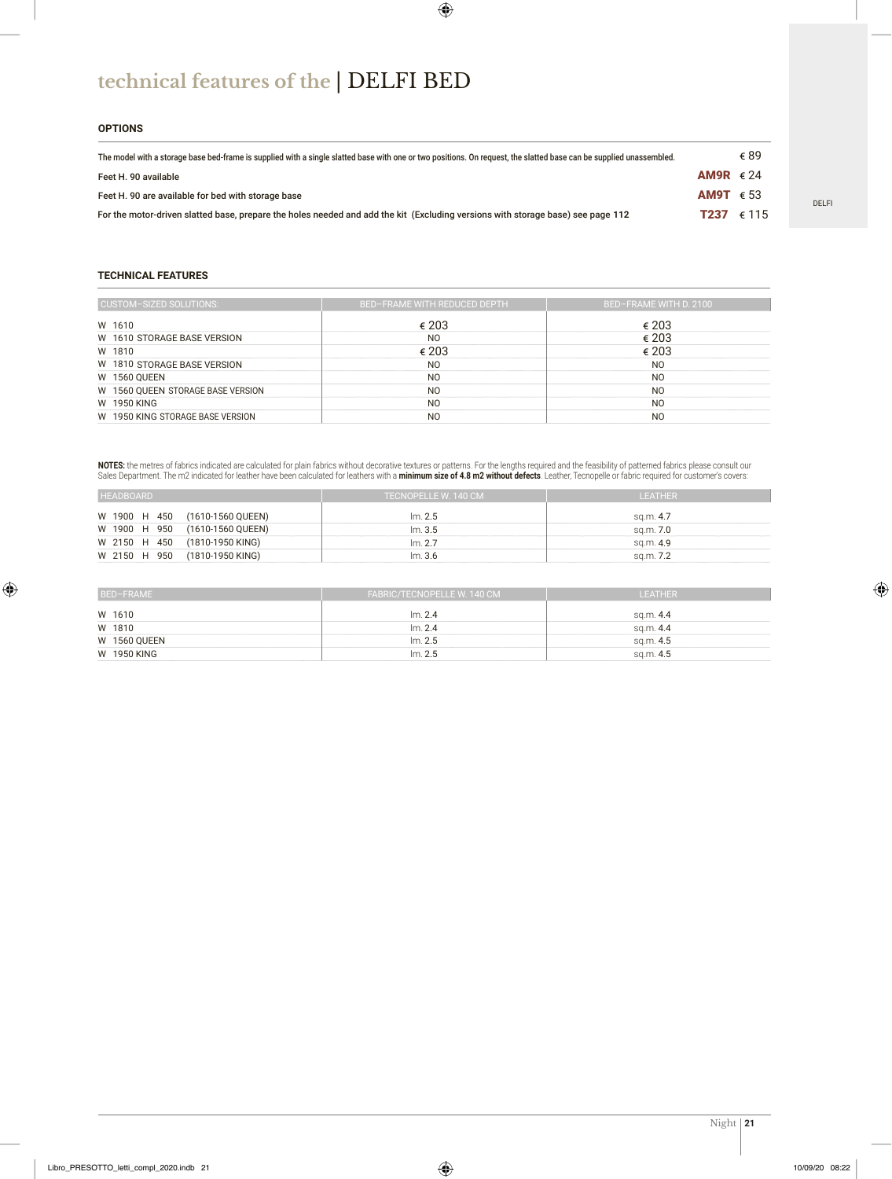# technical features of the | DELFI BED

### OPTIONS

| | | |
|---|---|---|
| The model with a storage base bed-frame is supplied with a single slatted base with one or two positions. On request, the slatted base can be supplied unassembled. | | € 89 |
| Feet H. 90 available | **AM9R** | € 24 |
| Feet H. 90 are available for bed with storage base | **AM9T** | € 53 |
| For the motor-driven slatted base, prepare the holes needed and add the kit (Excluding versions with storage base) see page 112 | **T237** | € 115 |

DELFI

### TECHNICAL FEATURES

| CUSTOM-SIZED SOLUTIONS: | BED-FRAME WITH REDUCED DEPTH | BED-FRAME WITH D. 2100 |
|---|---|---|
| W 1610 | € 203 | € 203 |
| W 1610 STORAGE BASE VERSION | NO | € 203 |
| W 1810 | € 203 | € 203 |
| W 1810 STORAGE BASE VERSION | NO | NO |
| W 1560 QUEEN | NO | NO |
| W 1560 QUEEN STORAGE BASE VERSION | NO | NO |
| W 1950 KING | NO | NO |
| W 1950 KING STORAGE BASE VERSION | NO | NO |

**NOTES:** the metres of fabrics indicated are calculated for plain fabrics without decorative textures or patterns. For the lengths required and the feasibility of patterned fabrics please consult our Sales Department. The m2 indicated for leather have been calculated for leathers with a **minimum size of 4.8 m2 without defects**. Leather, Tecnopelle or fabric required for customer's covers:

| HEADBOARD | TECNOPELLE W. 140 CM | LEATHER |
|---|---|---|
| W 1900 H 450 (1610-1560 QUEEN) | lm. 2.5 | sq.m. 4.7 |
| W 1900 H 950 (1610-1560 QUEEN) | lm. 3.5 | sq.m. 7.0 |
| W 2150 H 450 (1810-1950 KING) | lm. 2.7 | sq.m. 4.9 |
| W 2150 H 950 (1810-1950 KING) | lm. 3.6 | sq.m. 7.2 |

| BED-FRAME | FABRIC/TECNOPELLE W. 140 CM | LEATHER |
|---|---|---|
| W 1610 | lm. 2.4 | sq.m. 4.4 |
| W 1810 | lm. 2.4 | sq.m. 4.4 |
| W 1560 QUEEN | lm. 2.5 | sq.m. 4.5 |
| W 1950 KING | lm. 2.5 | sq.m. 4.5 |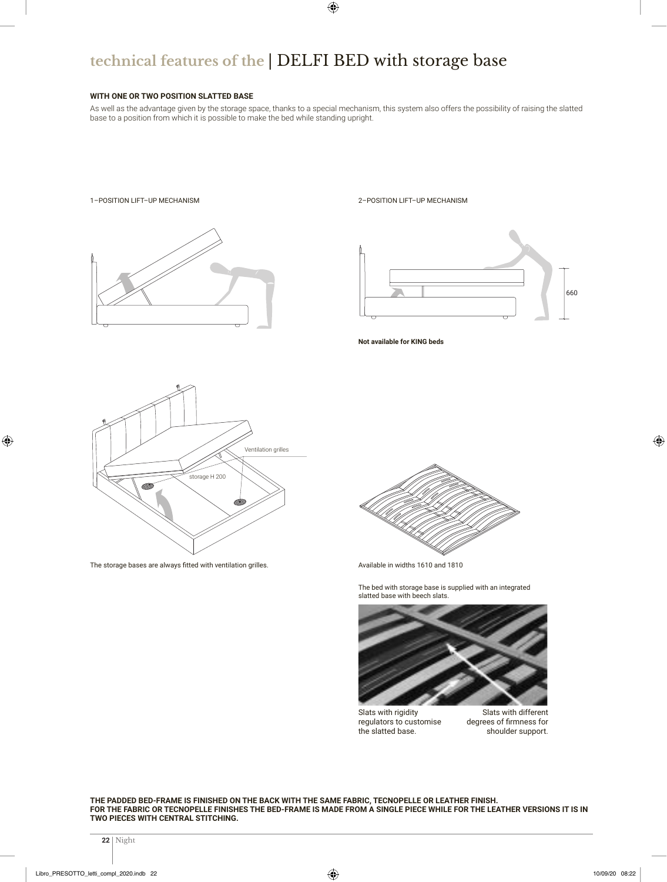# technical features of the | DELFI BED with storage base

**WITH ONE OR TWO POSITION SLATTED BASE**

As well as the advantage given by the storage space, thanks to a special mechanism, this system also offers the possibility of raising the slatted base to a position from which it is possible to make the bed while standing upright.

1–POSITION LIFT–UP MECHANISM

2–POSITION LIFT–UP MECHANISM

660

**Not available for KING beds**

Ventilation grilles

storage H 200

The storage bases are always fitted with ventilation grilles.

Available in widths 1610 and 1810

The bed with storage base is supplied with an integrated slatted base with beech slats.

Slats with rigidity regulators to customise the slatted base.

Slats with different degrees of firmness for shoulder support.

**THE PADDED BED-FRAME IS FINISHED ON THE BACK WITH THE SAME FABRIC, TECNOPELLE OR LEATHER FINISH.
FOR THE FABRIC OR TECNOPELLE FINISHES THE BED-FRAME IS MADE FROM A SINGLE PIECE WHILE FOR THE LEATHER VERSIONS IT IS IN TWO PIECES WITH CENTRAL STITCHING.**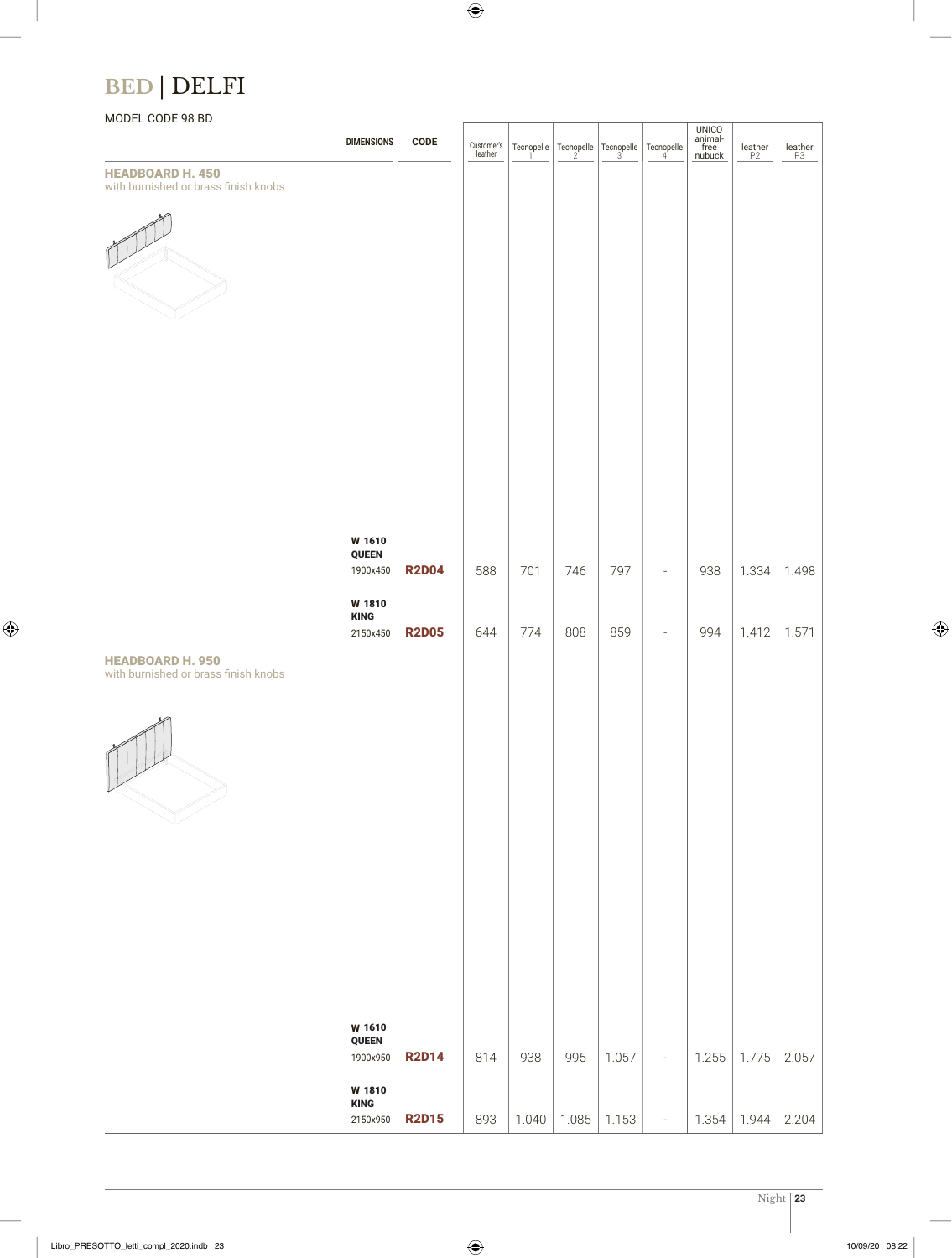# BED | DELFI

MODEL CODE 98 BD

| | DIMENSIONS | CODE | Customer's leather | Tecnopelle 1 | Tecnopelle 2 | Tecnopelle 3 | Tecnopelle 4 | UNICO animal-free nubuck | leather P2 | leather P3 |
|---|---|---|---|---|---|---|---|---|---|---|
| **HEADBOARD H. 450** with burnished or brass finish knobs | | | | | | | | | | |
| | **W 1610 QUEEN** 1900x450 | **R2D04** | 588 | 701 | 746 | 797 | - | 938 | 1.334 | 1.498 |
| | **W 1810 KING** 2150x450 | **R2D05** | 644 | 774 | 808 | 859 | - | 994 | 1.412 | 1.571 |
| **HEADBOARD H. 950** with burnished or brass finish knobs | | | | | | | | | | |
| | **W 1610 QUEEN** 1900x950 | **R2D14** | 814 | 938 | 995 | 1.057 | - | 1.255 | 1.775 | 2.057 |
| | **W 1810 KING** 2150x950 | **R2D15** | 893 | 1.040 | 1.085 | 1.153 | - | 1.354 | 1.944 | 2.204 |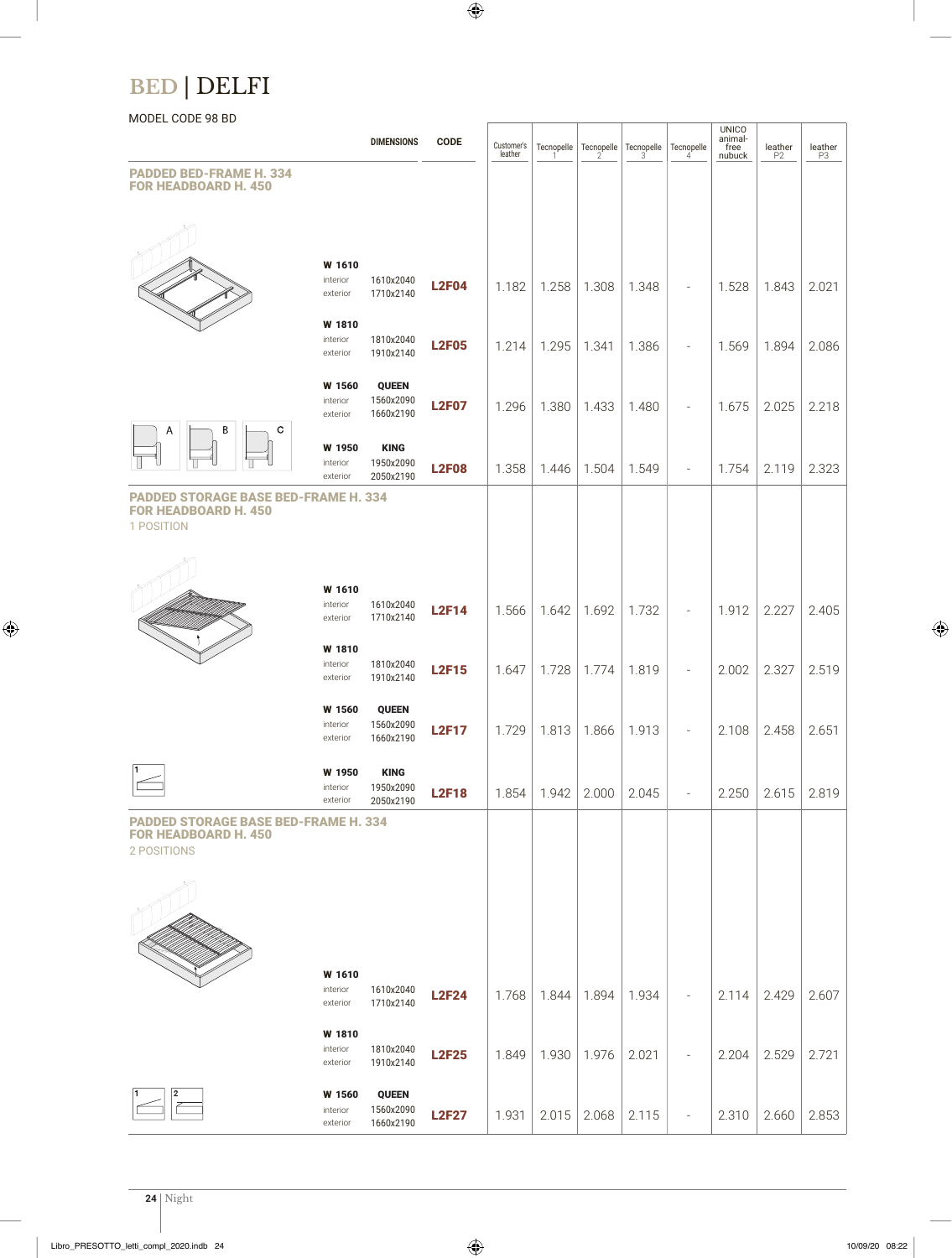# BED | DELFI

MODEL CODE 98 BD

| | DIMENSIONS | CODE | Customer's leather | Tecnopelle 1 | Tecnopelle 2 | Tecnopelle 3 | Tecnopelle 4 | UNICO animal-free nubuck | leather P2 | leather P3 |
|---|---|---|---|---|---|---|---|---|---|---|
| **PADDED BED-FRAME H. 334 FOR HEADBOARD H. 450** | | | | | | | | | | |
| **W 1610** interior / exterior | 1610x2040 / 1710x2140 | **L2F04** | 1.182 | 1.258 | 1.308 | 1.348 | - | 1.528 | 1.843 | 2.021 |
| **W 1810** interior / exterior | 1810x2040 / 1910x2140 | **L2F05** | 1.214 | 1.295 | 1.341 | 1.386 | - | 1.569 | 1.894 | 2.086 |
| **W 1560** interior / exterior | **QUEEN** 1560x2090 / 1660x2190 | **L2F07** | 1.296 | 1.380 | 1.433 | 1.480 | - | 1.675 | 2.025 | 2.218 |
| **W 1950** interior / exterior | **KING** 1950x2090 / 2050x2190 | **L2F08** | 1.358 | 1.446 | 1.504 | 1.549 | - | 1.754 | 2.119 | 2.323 |
| **PADDED STORAGE BASE BED-FRAME H. 334 FOR HEADBOARD H. 450** 1 POSITION | | | | | | | | | | |
| **W 1610** interior / exterior | 1610x2040 / 1710x2140 | **L2F14** | 1.566 | 1.642 | 1.692 | 1.732 | - | 1.912 | 2.227 | 2.405 |
| **W 1810** interior / exterior | 1810x2040 / 1910x2140 | **L2F15** | 1.647 | 1.728 | 1.774 | 1.819 | - | 2.002 | 2.327 | 2.519 |
| **W 1560** interior / exterior | **QUEEN** 1560x2090 / 1660x2190 | **L2F17** | 1.729 | 1.813 | 1.866 | 1.913 | - | 2.108 | 2.458 | 2.651 |
| **W 1950** interior / exterior | **KING** 1950x2090 / 2050x2190 | **L2F18** | 1.854 | 1.942 | 2.000 | 2.045 | - | 2.250 | 2.615 | 2.819 |
| **PADDED STORAGE BASE BED-FRAME H. 334 FOR HEADBOARD H. 450** 2 POSITIONS | | | | | | | | | | |
| **W 1610** interior / exterior | 1610x2040 / 1710x2140 | **L2F24** | 1.768 | 1.844 | 1.894 | 1.934 | - | 2.114 | 2.429 | 2.607 |
| **W 1810** interior / exterior | 1810x2040 / 1910x2140 | **L2F25** | 1.849 | 1.930 | 1.976 | 2.021 | - | 2.204 | 2.529 | 2.721 |
| **W 1560** interior / exterior | **QUEEN** 1560x2090 / 1660x2190 | **L2F27** | 1.931 | 2.015 | 2.068 | 2.115 | - | 2.310 | 2.660 | 2.853 |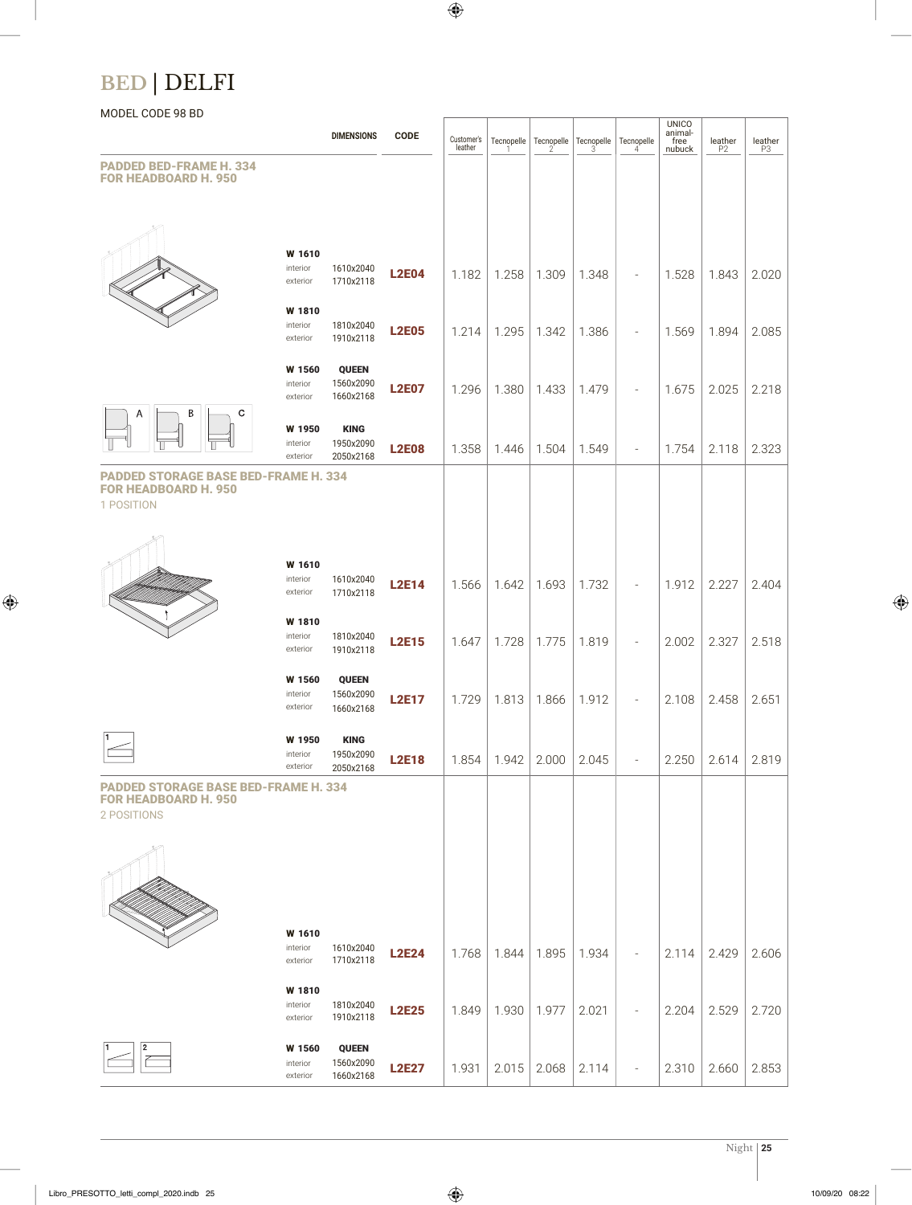# BED | DELFI

MODEL CODE 98 BD

| | DIMENSIONS | | CODE | Customer's leather | Tecnopelle 1 | Tecnopelle 2 | Tecnopelle 3 | Tecnopelle 4 | UNICO animal-free nubuck | leather P2 | leather P3 |
|---|---|---|---|---|---|---|---|---|---|---|---|
| **PADDED BED-FRAME H. 334 FOR HEADBOARD H. 950** | | | | | | | | | | | |
| **W 1610** | interior 1610x2040 | exterior 1710x2118 | **L2E04** | 1.182 | 1.258 | 1.309 | 1.348 | - | 1.528 | 1.843 | 2.020 |
| **W 1810** | interior 1810x2040 | exterior 1910x2118 | **L2E05** | 1.214 | 1.295 | 1.342 | 1.386 | - | 1.569 | 1.894 | 2.085 |
| **W 1560 QUEEN** | interior 1560x2090 | exterior 1660x2168 | **L2E07** | 1.296 | 1.380 | 1.433 | 1.479 | - | 1.675 | 2.025 | 2.218 |
| **W 1950 KING** | interior 1950x2090 | exterior 2050x2168 | **L2E08** | 1.358 | 1.446 | 1.504 | 1.549 | - | 1.754 | 2.118 | 2.323 |
| **PADDED STORAGE BASE BED-FRAME H. 334 FOR HEADBOARD H. 950** 1 POSITION | | | | | | | | | | | |
| **W 1610** | interior 1610x2040 | exterior 1710x2118 | **L2E14** | 1.566 | 1.642 | 1.693 | 1.732 | - | 1.912 | 2.227 | 2.404 |
| **W 1810** | interior 1810x2040 | exterior 1910x2118 | **L2E15** | 1.647 | 1.728 | 1.775 | 1.819 | - | 2.002 | 2.327 | 2.518 |
| **W 1560 QUEEN** | interior 1560x2090 | exterior 1660x2168 | **L2E17** | 1.729 | 1.813 | 1.866 | 1.912 | - | 2.108 | 2.458 | 2.651 |
| **W 1950 KING** | interior 1950x2090 | exterior 2050x2168 | **L2E18** | 1.854 | 1.942 | 2.000 | 2.045 | - | 2.250 | 2.614 | 2.819 |
| **PADDED STORAGE BASE BED-FRAME H. 334 FOR HEADBOARD H. 950** 2 POSITIONS | | | | | | | | | | | |
| **W 1610** | interior 1610x2040 | exterior 1710x2118 | **L2E24** | 1.768 | 1.844 | 1.895 | 1.934 | - | 2.114 | 2.429 | 2.606 |
| **W 1810** | interior 1810x2040 | exterior 1910x2118 | **L2E25** | 1.849 | 1.930 | 1.977 | 2.021 | - | 2.204 | 2.529 | 2.720 |
| **W 1560 QUEEN** | interior 1560x2090 | exterior 1660x2168 | **L2E27** | 1.931 | 2.015 | 2.068 | 2.114 | - | 2.310 | 2.660 | 2.853 |

A B C

1

1 2